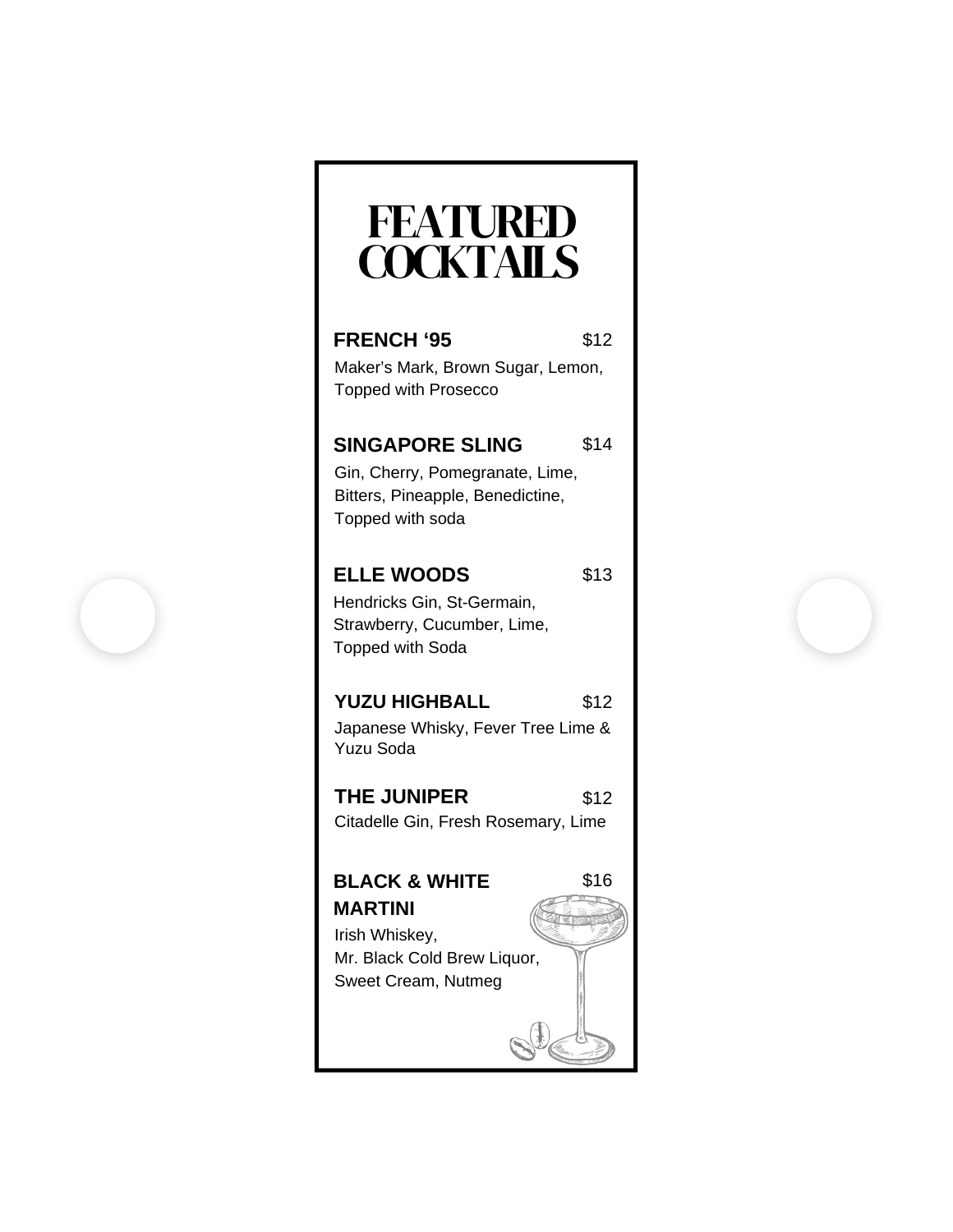# FEATURED COCKTAILS

**FRENCH '95** $12

Maker's Mark, Brown Sugar, Lemon, Topped with Prosecco

**SINGAPORE SLING** $14

Gin, Cherry, Pomegranate, Lime, Bitters, Pineapple, Benedictine, Topped with soda

**ELLE WOODS** $13

Hendricks Gin, St-Germain, Strawberry, Cucumber, Lime, Topped with Soda

**YUZU HIGHBALL** $12

Japanese Whisky, Fever Tree Lime & Yuzu Soda

**THE JUNIPER** $12

Citadelle Gin, Fresh Rosemary, Lime

**BLACK & WHITE MARTINI** $16

Irish Whiskey,
Mr. Black Cold Brew Liquor,
Sweet Cream, Nutmeg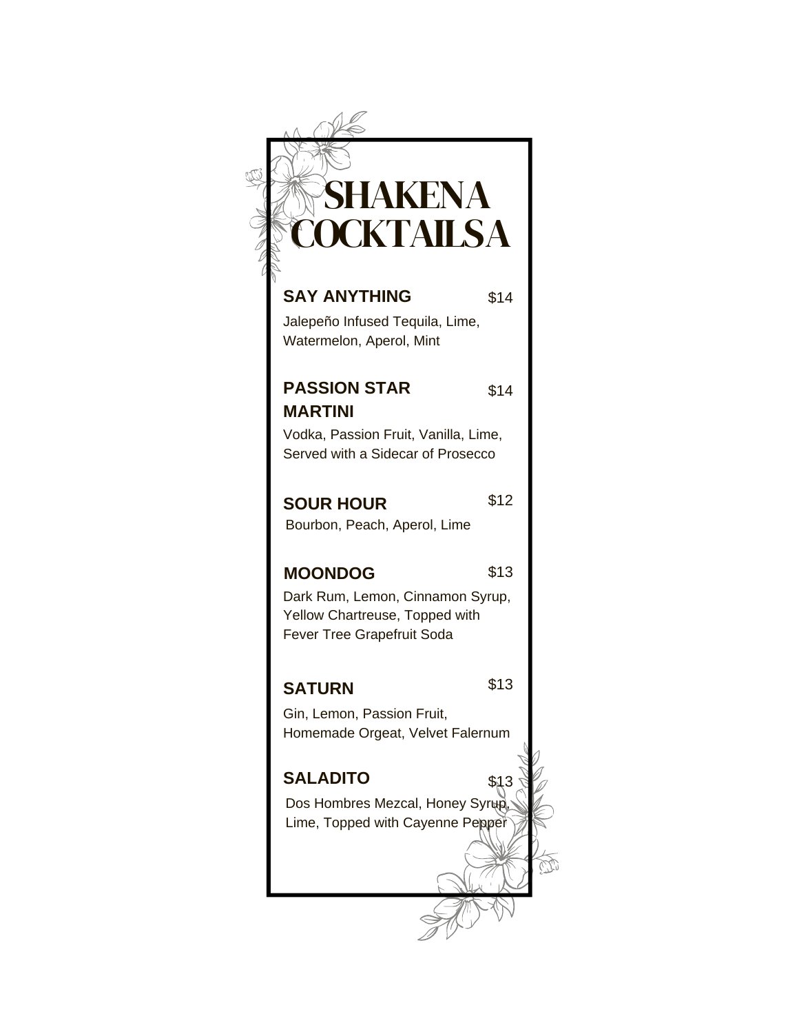# SHAKENA COCKTAILSA

**SAY ANYTHING** $14

Jalepeño Infused Tequila, Lime, Watermelon, Aperol, Mint

**PASSION STAR MARTINI** $14

Vodka, Passion Fruit, Vanilla, Lime, Served with a Sidecar of Prosecco

**SOUR HOUR** $12

Bourbon, Peach, Aperol, Lime

**MOONDOG** $13

Dark Rum, Lemon, Cinnamon Syrup, Yellow Chartreuse, Topped with Fever Tree Grapefruit Soda

**SATURN** $13

Gin, Lemon, Passion Fruit, Homemade Orgeat, Velvet Falernum

**SALADITO** $13

Dos Hombres Mezcal, Honey Syrup, Lime, Topped with Cayenne Pepper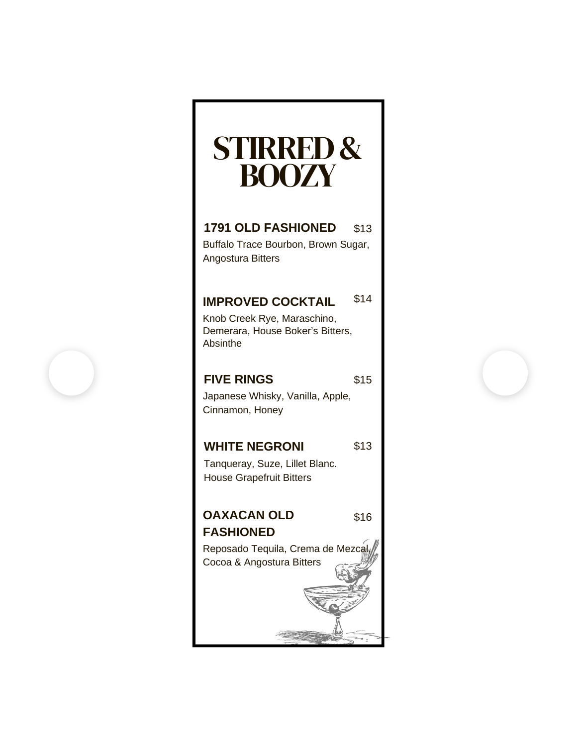# STIRRED & BOOZY

**1791 OLD FASHIONED** $13

Buffalo Trace Bourbon, Brown Sugar, Angostura Bitters

**IMPROVED COCKTAIL** $14

Knob Creek Rye, Maraschino, Demerara, House Boker's Bitters, Absinthe

**FIVE RINGS** $15

Japanese Whisky, Vanilla, Apple, Cinnamon, Honey

**WHITE NEGRONI** $13

Tanqueray, Suze, Lillet Blanc. House Grapefruit Bitters

**OAXACAN OLD FASHIONED** $16

Reposado Tequila, Crema de Mezcal, Cocoa & Angostura Bitters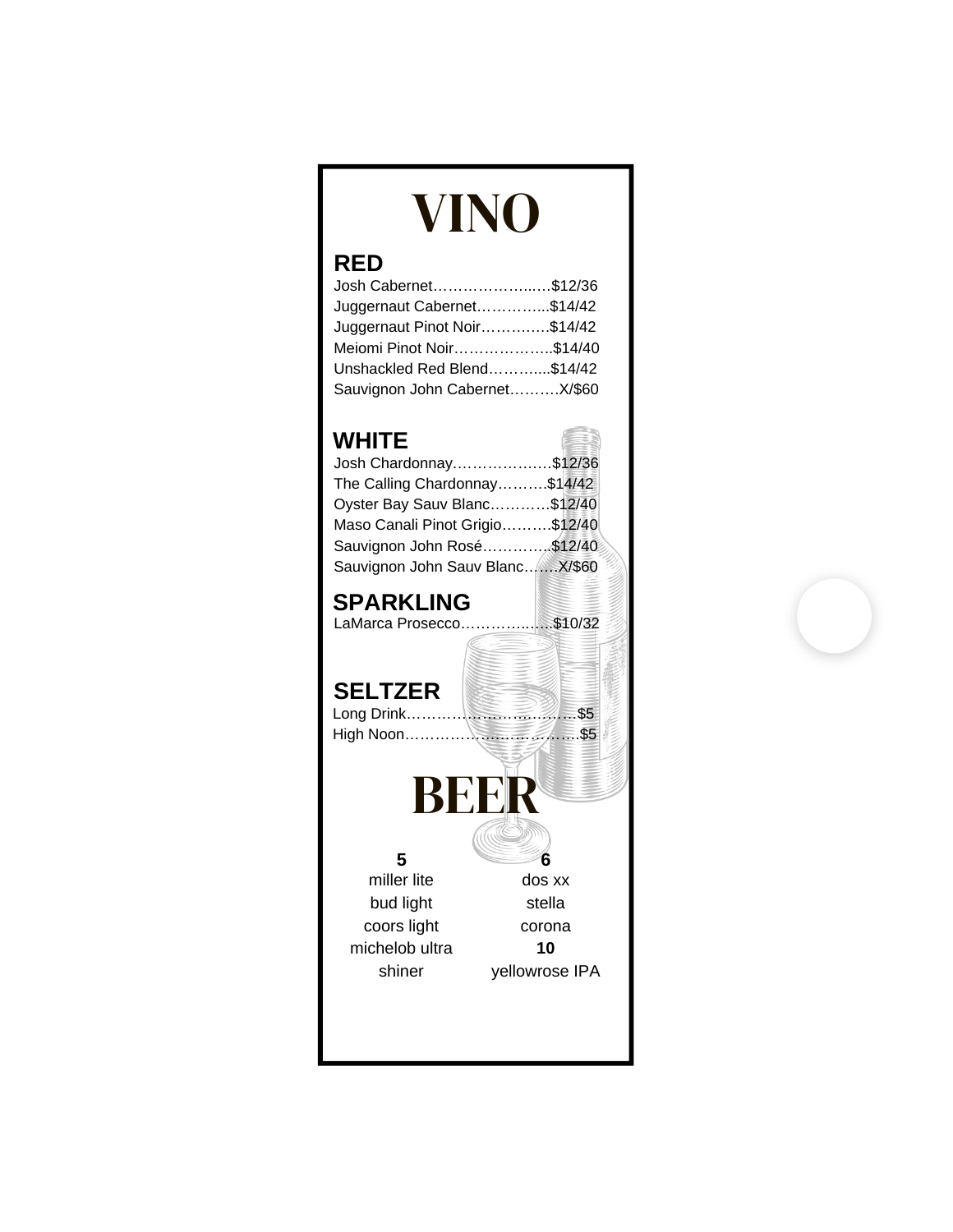# VINO

## RED

Josh Cabernet…………………..…$12/36
Juggernaut Cabernet…………...$14/42
Juggernaut Pinot Noir…………..$14/42
Meiomi Pinot Noir………………..$14/40
Unshackled Red Blend………....$14/42
Sauvignon John Cabernet……….X/$60

## WHITE

Josh Chardonnay…………….….$12/36
The Calling Chardonnay……….$14/42
Oyster Bay Sauv Blanc…………$12/40
Maso Canali Pinot Grigio……….$12/40
Sauvignon John Rosé…………..$12/40
Sauvignon John Sauv Blanc…….X/$60

## SPARKLING

LaMarca Prosecco……………..…$10/32

## SELTZER

Long Drink…………………………….$5
High Noon…………………………….$5

# BEER

| 5 | 6 |
|---|---|
| miller lite | dos xx |
| bud light | stella |
| coors light | corona |
| michelob ultra | **10** |
| shiner | yellowrose IPA |